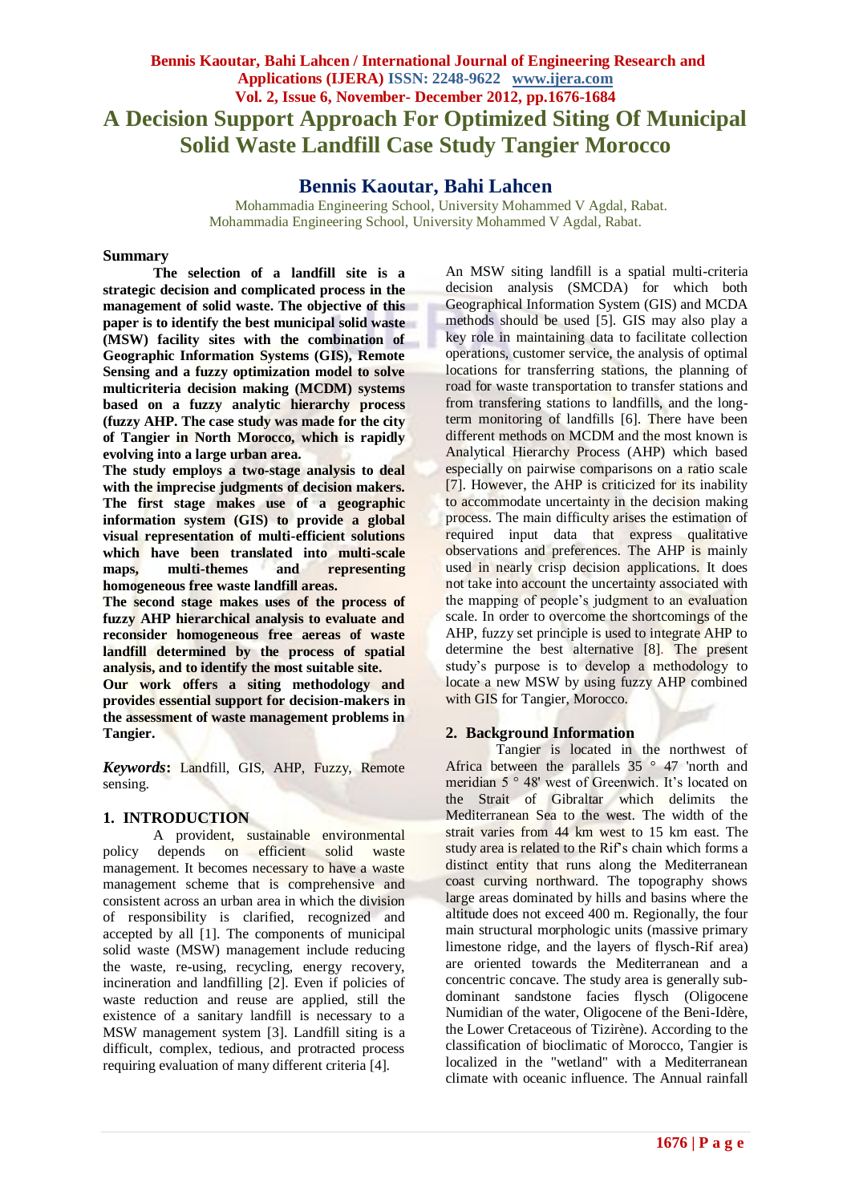# A Decision Support Approach For Optimized Siting Of Municipal Solid Waste Landfill Case Study Tangier Morocco

## Bennis Kaoutar, Bahi Lahcen

Mohammadia Engineering School, University Mohammed V Agdal, Rabat.
Mohammadia Engineering School, University Mohammed V Agdal, Rabat.

## Summary

**The selection of a landfill site is a strategic decision and complicated process in the management of solid waste. The objective of this paper is to identify the best municipal solid waste (MSW) facility sites with the combination of Geographic Information Systems (GIS), Remote Sensing and a fuzzy optimization model to solve multicriteria decision making (MCDM) systems based on a fuzzy analytic hierarchy process (fuzzy AHP. The case study was made for the city of Tangier in North Morocco, which is rapidly evolving into a large urban area.**

**The study employs a two-stage analysis to deal with the imprecise judgments of decision makers. The first stage makes use of a geographic information system (GIS) to provide a global visual representation of multi-efficient solutions which have been translated into multi-scale maps, multi-themes and representing homogeneous free waste landfill areas.**

**The second stage makes uses of the process of fuzzy AHP hierarchical analysis to evaluate and reconsider homogeneous free aereas of waste landfill determined by the process of spatial analysis, and to identify the most suitable site.**

**Our work offers a siting methodology and provides essential support for decision-makers in the assessment of waste management problems in Tangier.**

***Keywords*:** Landfill, GIS, AHP, Fuzzy, Remote sensing.

## 1. INTRODUCTION

A provident, sustainable environmental policy depends on efficient solid waste management. It becomes necessary to have a waste management scheme that is comprehensive and consistent across an urban area in which the division of responsibility is clarified, recognized and accepted by all [1]. The components of municipal solid waste (MSW) management include reducing the waste, re-using, recycling, energy recovery, incineration and landfilling [2]. Even if policies of waste reduction and reuse are applied, still the existence of a sanitary landfill is necessary to a MSW management system [3]. Landfill siting is a difficult, complex, tedious, and protracted process requiring evaluation of many different criteria [4].

An MSW siting landfill is a spatial multi-criteria decision analysis (SMCDA) for which both Geographical Information System (GIS) and MCDA methods should be used [5]. GIS may also play a key role in maintaining data to facilitate collection operations, customer service, the analysis of optimal locations for transferring stations, the planning of road for waste transportation to transfer stations and from transfering stations to landfills, and the long-term monitoring of landfills [6]. There have been different methods on MCDM and the most known is Analytical Hierarchy Process (AHP) which based especially on pairwise comparisons on a ratio scale [7]. However, the AHP is criticized for its inability to accommodate uncertainty in the decision making process. The main difficulty arises the estimation of required input data that express qualitative observations and preferences. The AHP is mainly used in nearly crisp decision applications. It does not take into account the uncertainty associated with the mapping of people's judgment to an evaluation scale. In order to overcome the shortcomings of the AHP, fuzzy set principle is used to integrate AHP to determine the best alternative [8]. The present study's purpose is to develop a methodology to locate a new MSW by using fuzzy AHP combined with GIS for Tangier, Morocco.

## 2. Background Information

Tangier is located in the northwest of Africa between the parallels 35 ° 47 'north and meridian 5 ° 48' west of Greenwich. It's located on the Strait of Gibraltar which delimits the Mediterranean Sea to the west. The width of the strait varies from 44 km west to 15 km east. The study area is related to the Rif's chain which forms a distinct entity that runs along the Mediterranean coast curving northward. The topography shows large areas dominated by hills and basins where the altitude does not exceed 400 m. Regionally, the four main structural morphologic units (massive primary limestone ridge, and the layers of flysch-Rif area) are oriented towards the Mediterranean and a concentric concave. The study area is generally sub-dominant sandstone facies flysch (Oligocene Numidian of the water, Oligocene of the Beni-Idère, the Lower Cretaceous of Tizirène). According to the classification of bioclimatic of Morocco, Tangier is localized in the "wetland" with a Mediterranean climate with oceanic influence. The Annual rainfall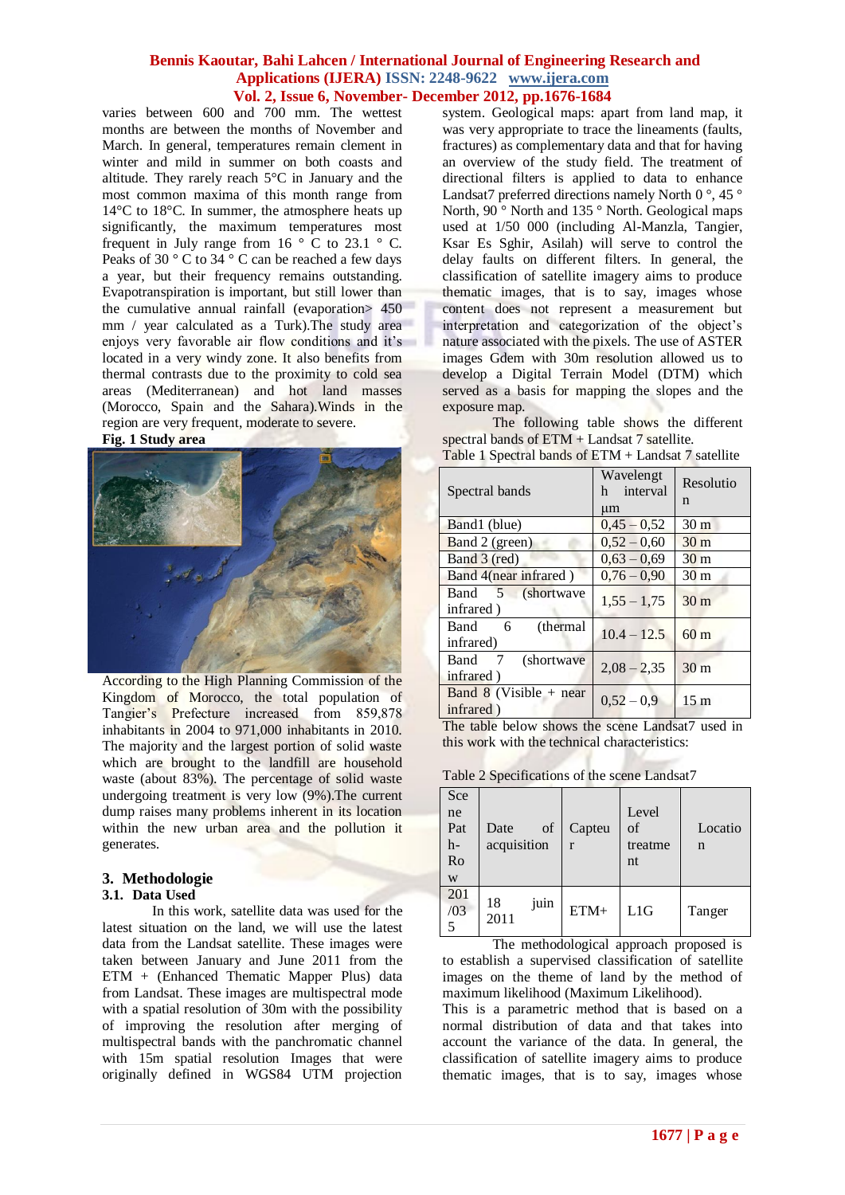varies between 600 and 700 mm. The wettest months are between the months of November and March. In general, temperatures remain clement in winter and mild in summer on both coasts and altitude. They rarely reach 5°C in January and the most common maxima of this month range from 14°C to 18°C. In summer, the atmosphere heats up significantly, the maximum temperatures most frequent in July range from 16 ° C to 23.1 ° C. Peaks of 30 ° C to 34 ° C can be reached a few days a year, but their frequency remains outstanding. Evapotranspiration is important, but still lower than the cumulative annual rainfall (evaporation> 450 mm / year calculated as a Turk).The study area enjoys very favorable air flow conditions and it's located in a very windy zone. It also benefits from thermal contrasts due to the proximity to cold sea areas (Mediterranean) and hot land masses (Morocco, Spain and the Sahara).Winds in the region are very frequent, moderate to severe.

**Fig. 1 Study area**

According to the High Planning Commission of the Kingdom of Morocco, the total population of Tangier's Prefecture increased from 859,878 inhabitants in 2004 to 971,000 inhabitants in 2010. The majority and the largest portion of solid waste which are brought to the landfill are household waste (about 83%). The percentage of solid waste undergoing treatment is very low (9%).The current dump raises many problems inherent in its location within the new urban area and the pollution it generates.

## 3. Methodologie

### 3.1. Data Used

In this work, satellite data was used for the latest situation on the land, we will use the latest data from the Landsat satellite. These images were taken between January and June 2011 from the ETM + (Enhanced Thematic Mapper Plus) data from Landsat. These images are multispectral mode with a spatial resolution of 30m with the possibility of improving the resolution after merging of multispectral bands with the panchromatic channel with 15m spatial resolution Images that were originally defined in WGS84 UTM projection system. Geological maps: apart from land map, it was very appropriate to trace the lineaments (faults, fractures) as complementary data and that for having an overview of the study field. The treatment of directional filters is applied to data to enhance Landsat7 preferred directions namely North 0 °, 45 ° North, 90 ° North and 135 ° North. Geological maps used at 1/50 000 (including Al-Manzla, Tangier, Ksar Es Sghir, Asilah) will serve to control the delay faults on different filters. In general, the classification of satellite imagery aims to produce thematic images, that is to say, images whose content does not represent a measurement but interpretation and categorization of the object's nature associated with the pixels. The use of ASTER images Gdem with 30m resolution allowed us to develop a Digital Terrain Model (DTM) which served as a basis for mapping the slopes and the exposure map.

The following table shows the different spectral bands of ETM + Landsat 7 satellite.

Table 1 Spectral bands of ETM + Landsat 7 satellite

| Spectral bands | Wavelength interval µm | Resolution |
|---|---|---|
| Band1 (blue) | 0,45 – 0,52 | 30 m |
| Band 2 (green) | 0,52 – 0,60 | 30 m |
| Band 3 (red) | 0,63 – 0,69 | 30 m |
| Band 4(near infrared ) | 0,76 – 0,90 | 30 m |
| Band 5 (shortwave infrared ) | 1,55 – 1,75 | 30 m |
| Band 6 (thermal infrared) | 10.4 – 12.5 | 60 m |
| Band 7 (shortwave infrared ) | 2,08 – 2,35 | 30 m |
| Band 8 (Visible + near infrared ) | 0,52 – 0,9 | 15 m |

The table below shows the scene Landsat7 used in this work with the technical characteristics:

Table 2 Specifications of the scene Landsat7

| Scene Path-Row | Date of acquisition | Capteur | Level of treatment | Location |
|---|---|---|---|---|
| 201/035 | 18 juin 2011 | ETM+ | L1G | Tanger |

The methodological approach proposed is to establish a supervised classification of satellite images on the theme of land by the method of maximum likelihood (Maximum Likelihood).

This is a parametric method that is based on a normal distribution of data and that takes into account the variance of the data. In general, the classification of satellite imagery aims to produce thematic images, that is to say, images whose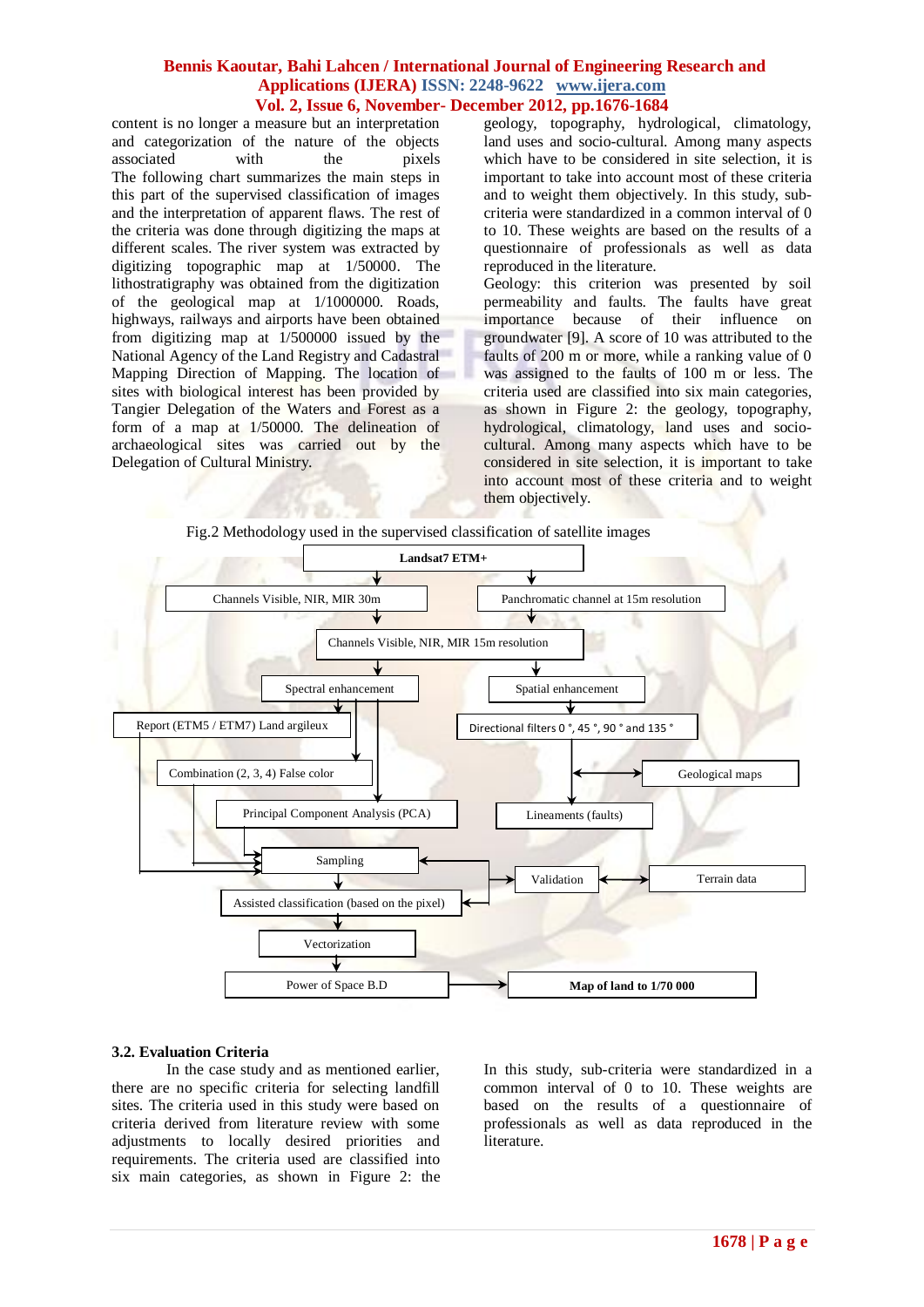content is no longer a measure but an interpretation and categorization of the nature of the objects associated with the pixels

The following chart summarizes the main steps in this part of the supervised classification of images and the interpretation of apparent flaws. The rest of the criteria was done through digitizing the maps at different scales. The river system was extracted by digitizing topographic map at 1/50000. The lithostratigraphy was obtained from the digitization of the geological map at 1/1000000. Roads, highways, railways and airports have been obtained from digitizing map at 1/500000 issued by the National Agency of the Land Registry and Cadastral Mapping Direction of Mapping. The location of sites with biological interest has been provided by Tangier Delegation of the Waters and Forest as a form of a map at 1/50000. The delineation of archaeological sites was carried out by the Delegation of Cultural Ministry.

geology, topography, hydrological, climatology, land uses and socio-cultural. Among many aspects which have to be considered in site selection, it is important to take into account most of these criteria and to weight them objectively. In this study, sub-criteria were standardized in a common interval of 0 to 10. These weights are based on the results of a questionnaire of professionals as well as data reproduced in the literature.

Geology: this criterion was presented by soil permeability and faults. The faults have great importance because of their influence on groundwater [9]. A score of 10 was attributed to the faults of 200 m or more, while a ranking value of 0 was assigned to the faults of 100 m or less. The criteria used are classified into six main categories, as shown in Figure 2: the geology, topography, hydrological, climatology, land uses and socio-cultural. Among many aspects which have to be considered in site selection, it is important to take into account most of these criteria and to weight them objectively.

Fig.2 Methodology used in the supervised classification of satellite images

Landsat7 ETM+ → Channels Visible, NIR, MIR 30m; Panchromatic channel at 15m resolution → Channels Visible, NIR, MIR 15m resolution → Spectral enhancement; Spatial enhancement. Spectral enhancement → Report (ETM5 / ETM7) Land argileux; Combination (2, 3, 4) False color; Principal Component Analysis (PCA) → Sampling. Spatial enhancement → Directional filters 0 °, 45 °, 90 ° and 135 ° ↔ Geological maps → Lineaments (faults). Sampling → Assisted classification (based on the pixel) ↔ Validation ↔ Terrain data. Assisted classification → Vectorization → Power of Space B.D → Map of land to 1/70 000

## 3.2. Evaluation Criteria

In the case study and as mentioned earlier, there are no specific criteria for selecting landfill sites. The criteria used in this study were based on criteria derived from literature review with some adjustments to locally desired priorities and requirements. The criteria used are classified into six main categories, as shown in Figure 2: the

In this study, sub-criteria were standardized in a common interval of 0 to 10. These weights are based on the results of a questionnaire of professionals as well as data reproduced in the literature.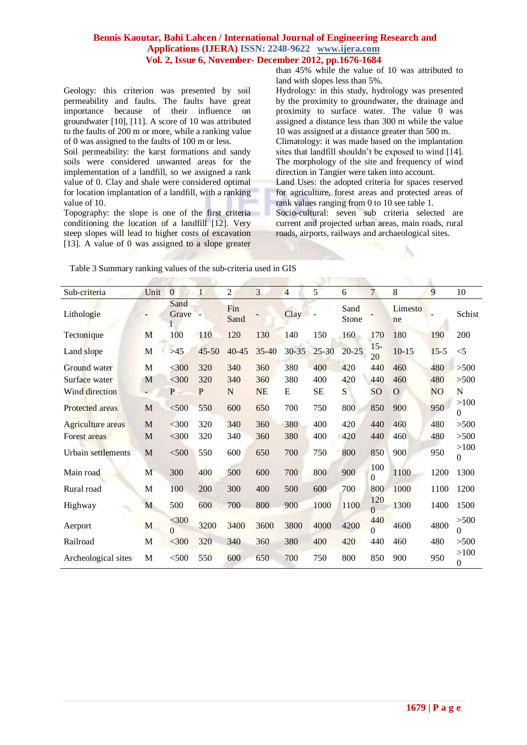Geology: this criterion was presented by soil permeability and faults. The faults have great importance because of their influence on groundwater [10], [11]. A score of 10 was attributed to the faults of 200 m or more, while a ranking value of 0 was assigned to the faults of 100 m or less.

Soil permeability: the karst formations and sandy soils were considered unwanted areas for the implementation of a landfill, so we assigned a rank value of 0. Clay and shale were considered optimal for location implantation of a landfill, with a ranking value of 10.

Topography: the slope is one of the first criteria conditioning the location of a landfill [12]. Very steep slopes will lead to higher costs of excavation [13]. A value of 0 was assigned to a slope greater than 45% while the value of 10 was attributed to land with slopes less than 5%.

Hydrology: in this study, hydrology was presented by the proximity to groundwater, the drainage and proximity to surface water. The value 0 was assigned a distance less than 300 m while the value 10 was assigned at a distance greater than 500 m.

Climatology: it was made based on the implantation sites that landfill shouldn't be exposed to wind [14]. The morphology of the site and frequency of wind direction in Tangier were taken into account.

Land Uses: the adopted criteria for spaces reserved for agriculture, forest areas and protected areas of rank values ranging from 0 to 10 see table 1.

Socio-cultural: seven sub criteria selected are current and projected urban areas, main roads, rural roads, airports, railways and archaeological sites.

Table 3 Summary ranking values of the sub-criteria used in GIS

| Sub-criteria | Unit | 0 | 1 | 2 | 3 | 4 | 5 | 6 | 7 | 8 | 9 | 10 |
|---|---|---|---|---|---|---|---|---|---|---|---|---|
| Lithologie | - | Sand Gravel | - | Fin Sand | - | Clay | - | Sand Stone | - | Limestone | - | Schist |
| Tectonique | M | 100 | 110 | 120 | 130 | 140 | 150 | 160 | 170 | 180 | 190 | 200 |
| Land slope | M | >45 | 45-50 | 40-45 | 35-40 | 30-35 | 25-30 | 20-25 | 15-20 | 10-15 | 15-5 | <5 |
| Ground water | M | <300 | 320 | 340 | 360 | 380 | 400 | 420 | 440 | 460 | 480 | >500 |
| Surface water | M | <300 | 320 | 340 | 360 | 380 | 400 | 420 | 440 | 460 | 480 | >500 |
| Wind direction | - | P | P | N | NE | E | SE | S | SO | O | NO | N |
| Protected areas | M | <500 | 550 | 600 | 650 | 700 | 750 | 800 | 850 | 900 | 950 | >1000 |
| Agriculture areas | M | <300 | 320 | 340 | 360 | 380 | 400 | 420 | 440 | 460 | 480 | >500 |
| Forest areas | M | <300 | 320 | 340 | 360 | 380 | 400 | 420 | 440 | 460 | 480 | >500 |
| Urban settlements | M | <500 | 550 | 600 | 650 | 700 | 750 | 800 | 850 | 900 | 950 | >1000 |
| Main road | M | 300 | 400 | 500 | 600 | 700 | 800 | 900 | 1000 | 1100 | 1200 | 1300 |
| Rural road | M | 100 | 200 | 300 | 400 | 500 | 600 | 700 | 800 | 1000 | 1100 | 1200 |
| Highway | M | 500 | 600 | 700 | 800 | 900 | 1000 | 1100 | 1200 | 1300 | 1400 | 1500 |
| Aerport | M | <3000 | 3200 | 3400 | 3600 | 3800 | 4000 | 4200 | 4400 | 4600 | 4800 | >5000 |
| Railroad | M | <300 | 320 | 340 | 360 | 380 | 400 | 420 | 440 | 460 | 480 | >500 |
| Archeological sites | M | <500 | 550 | 600 | 650 | 700 | 750 | 800 | 850 | 900 | 950 | >1000 |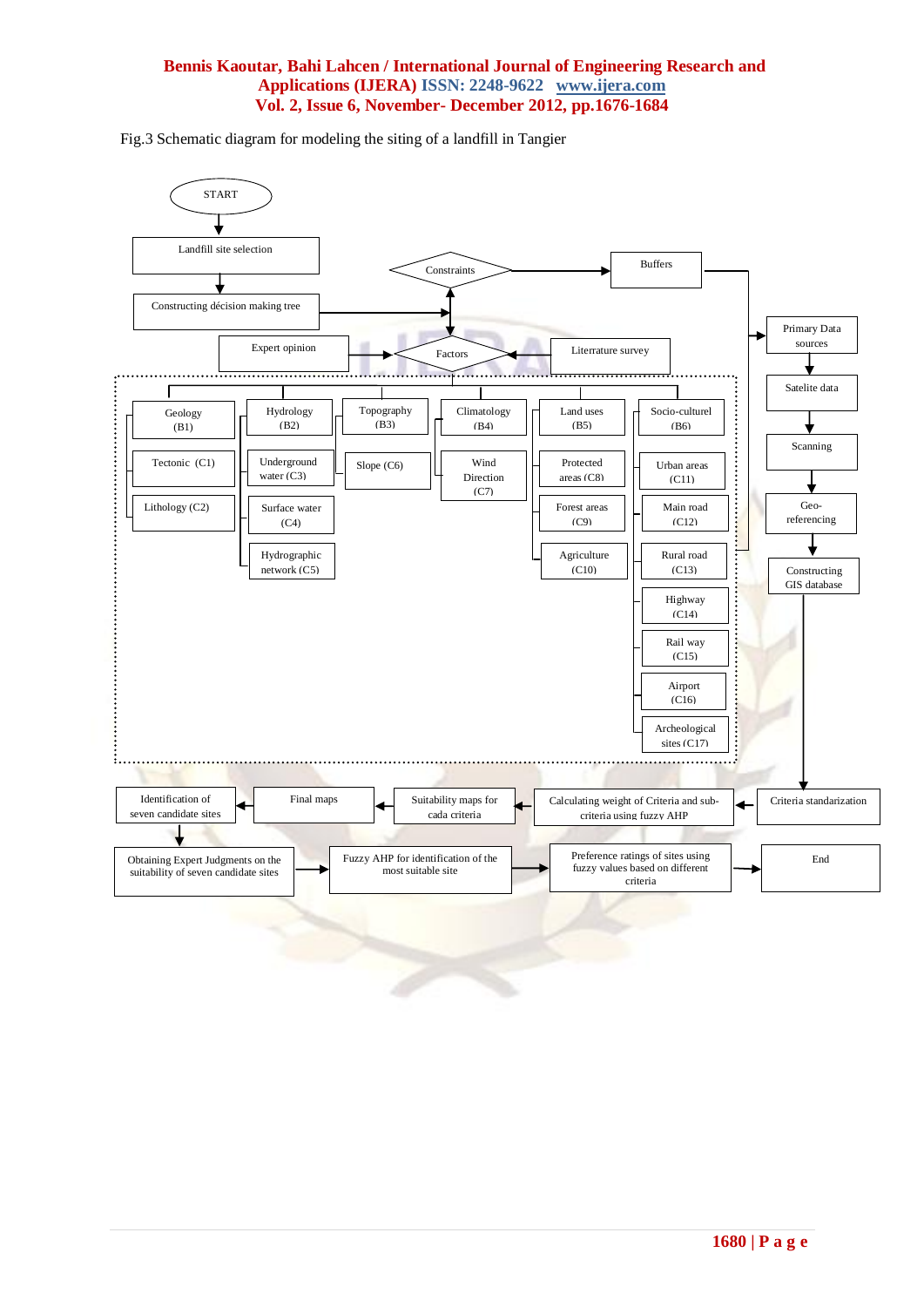Fig.3 Schematic diagram for modeling the siting of a landfill in Tangier

START

Landfill site selection

Constructing décision making tree

Constraints

Buffers

Expert opinion

Factors

Literrature survey

Geology (B1)

Tectonic (C1)

Lithology (C2)

Hydrology (B2)

Underground water (C3)

Surface water (C4)

Hydrographic network (C5)

Topography (B3)

Slope (C6)

Climatology (B4)

Wind Direction (C7)

Land uses (B5)

Protected areas (C8)

Forest areas (C9)

Agriculture (C10)

Socio-culturel (B6)

Urban areas (C11)

Main road (C12)

Rural road (C13)

Highway (C14)

Rail way (C15)

Airport (C16)

Archeological sites (C17)

Primary Data sources

Satelite data

Scanning

Geo-referencing

Constructing GIS database

Criteria standarization

Calculating weight of Criteria and sub-criteria using fuzzy AHP

Suitability maps for cada criteria

Final maps

Identification of seven candidate sites

Obtaining Expert Judgments on the suitability of seven candidate sites

Fuzzy AHP for identification of the most suitable site

Preference ratings of sites using fuzzy values based on different criteria

End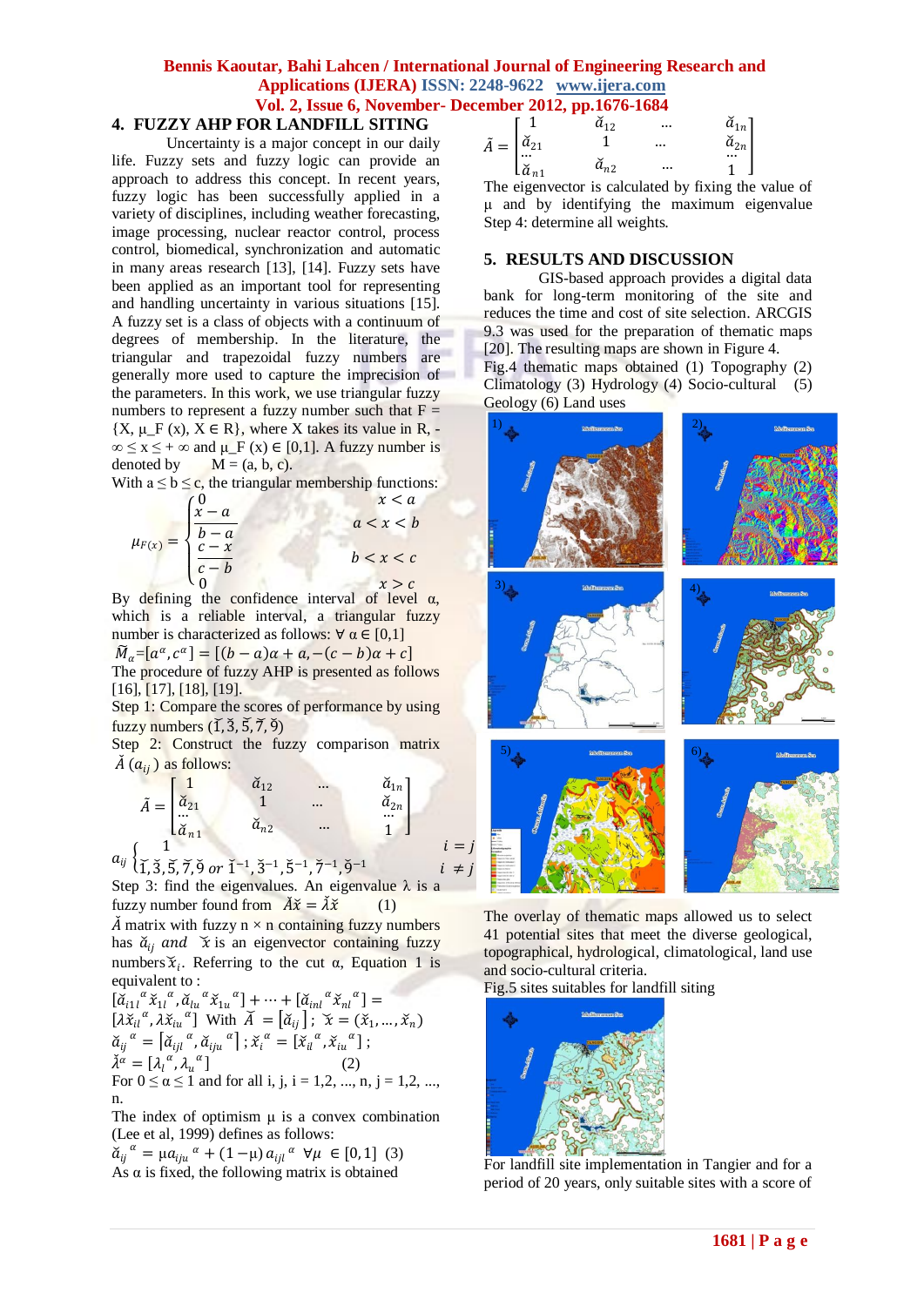## 4. FUZZY AHP FOR LANDFILL SITING

Uncertainty is a major concept in our daily life. Fuzzy sets and fuzzy logic can provide an approach to address this concept. In recent years, fuzzy logic has been successfully applied in a variety of disciplines, including weather forecasting, image processing, nuclear reactor control, process control, biomedical, synchronization and automatic in many areas research [13], [14]. Fuzzy sets have been applied as an important tool for representing and handling uncertainty in various situations [15]. A fuzzy set is a class of objects with a continuum of degrees of membership. In the literature, the triangular and trapezoidal fuzzy numbers are generally more used to capture the imprecision of the parameters. In this work, we use triangular fuzzy numbers to represent a fuzzy number such that F = {X, $\mu_F$ (x), X ∈ R}, where X takes its value in R, $-\infty \leq x \leq +\infty$ and $\mu_F(x) \in [0,1]$. A fuzzy number is denoted by M = (a, b, c).

With a ≤ b ≤ c, the triangular membership functions:

$$\mu_{F(x)} = \begin{cases} 0 & x < a \\ \dfrac{x-a}{b-a} & a < x < b \\ \dfrac{c-x}{c-b} & b < x < c \\ 0 & x > c \end{cases}$$

By defining the confidence interval of level α, which is a reliable interval, a triangular fuzzy number is characterized as follows: ∀ α ∈ [0,1]

$$\tilde{M}_\alpha = [a^\alpha, c^\alpha] = [(b-a)\alpha + a, -(c-b)\alpha + c]$$

The procedure of fuzzy AHP is presented as follows [16], [17], [18], [19].

Step 1: Compare the scores of performance by using fuzzy numbers $(\breve{1}, \breve{3}, \breve{5}, \breve{7}, \breve{9})$

Step 2: Construct the fuzzy comparison matrix $\breve{A}\,(a_{ij})$ as follows:

$$\tilde{A} = \begin{bmatrix} 1 & \breve{a}_{12} & \dots & \breve{a}_{1n} \\ \breve{a}_{21} & 1 & \dots & \breve{a}_{2n} \\ \dots & & & \dots \\ \breve{a}_{n1} & \breve{a}_{n2} & \dots & 1 \end{bmatrix}$$

$$a_{ij} \begin{cases} 1 & i = j \\ \breve{1}, \breve{3}, \breve{5}, \breve{7}, \breve{9} \text{ or } \breve{1}^{-1}, \breve{3}^{-1}, \breve{5}^{-1}, \breve{7}^{-1}, \breve{9}^{-1} & i \neq j \end{cases}$$

Step 3: find the eigenvalues. An eigenvalue λ is a fuzzy number found from $\breve{A}\breve{x} = \breve{\lambda}\breve{x}$ (1)

$\breve{A}$ matrix with fuzzy n × n containing fuzzy numbers has $\breve{a}_{ij}$ and $\breve{x}$ is an eigenvector containing fuzzy numbers $\breve{x}_i$. Referring to the cut α, Equation 1 is equivalent to :

$$[\breve{a}_{i1l}{}^{\alpha}\breve{x}_{1l}{}^{\alpha}, \breve{a}_{lu}{}^{\alpha}\breve{x}_{1u}{}^{\alpha}] + \dots + [\breve{a}_{inl}{}^{\alpha}\breve{x}_{nl}{}^{\alpha}] = [\lambda\breve{x}_{il}{}^{\alpha}, \lambda\breve{x}_{iu}{}^{\alpha}] \text{ With } \breve{A} = [\breve{a}_{ij}]\,;\ \breve{x} = (\breve{x}_1, \dots, \breve{x}_n)$$

$$\breve{a}_{ij}{}^{\alpha} = [\breve{a}_{ijl}{}^{\alpha}, \breve{a}_{iju}{}^{\alpha}]\,;\ \breve{x}_i{}^{\alpha} = [\breve{x}_{il}{}^{\alpha}, \breve{x}_{iu}{}^{\alpha}]\,;$$

$$\breve{\lambda}^{\alpha} = [\lambda_l{}^{\alpha}, \lambda_u{}^{\alpha}] \quad (2)$$

For 0 ≤ α ≤ 1 and for all i, j, i = 1,2, ..., n, j = 1,2, ..., n.

The index of optimism μ is a convex combination (Lee et al, 1999) defines as follows:

$$\breve{a}_{ij}{}^{\alpha} = \mu a_{iju}{}^{\alpha} + (1-\mu)\, a_{ijl}{}^{\alpha} \quad \forall \mu \in [0,1] \quad (3)$$

As α is fixed, the following matrix is obtained

$$\tilde{A} = \begin{bmatrix} 1 & \breve{a}_{12} & \dots & \breve{a}_{1n} \\ \breve{a}_{21} & 1 & \dots & \breve{a}_{2n} \\ \dots & & & \dots \\ \breve{a}_{n1} & \breve{a}_{n2} & \dots & 1 \end{bmatrix}$$

The eigenvector is calculated by fixing the value of μ and by identifying the maximum eigenvalue

Step 4: determine all weights.

## 5. RESULTS AND DISCUSSION

GIS-based approach provides a digital data bank for long-term monitoring of the site and reduces the time and cost of site selection. ARCGIS 9.3 was used for the preparation of thematic maps [20]. The resulting maps are shown in Figure 4.

Fig.4 thematic maps obtained (1) Topography (2) Climatology (3) Hydrology (4) Socio-cultural (5) Geology (6) Land uses

The overlay of thematic maps allowed us to select 41 potential sites that meet the diverse geological, topographical, hydrological, climatological, land use and socio-cultural criteria.

Fig.5 sites suitables for landfill siting

For landfill site implementation in Tangier and for a period of 20 years, only suitable sites with a score of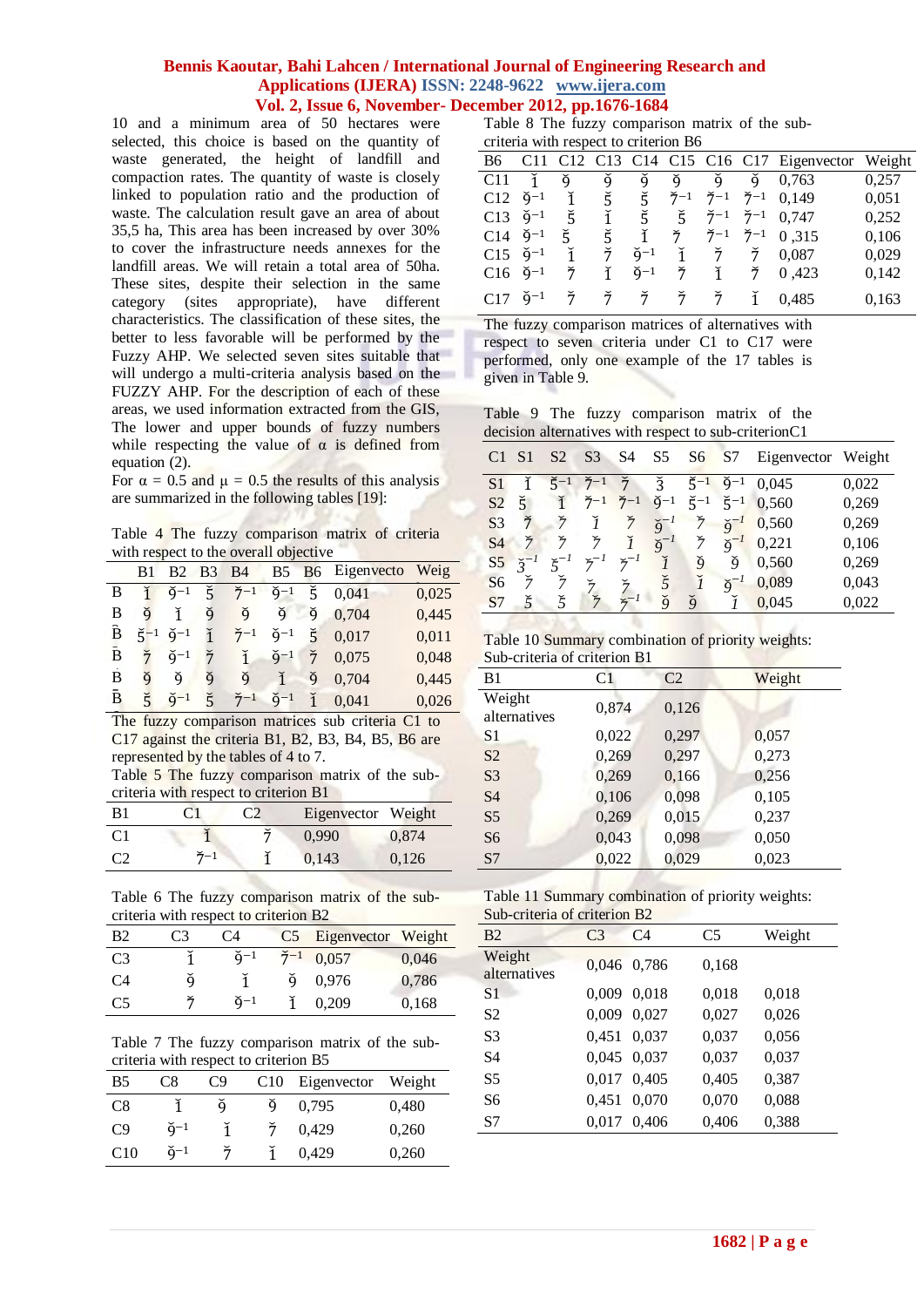10 and a minimum area of 50 hectares were selected, this choice is based on the quantity of waste generated, the height of landfill and compaction rates. The quantity of waste is closely linked to population ratio and the production of waste. The calculation result gave an area of about 35,5 ha, This area has been increased by over 30% to cover the infrastructure needs annexes for the landfill areas. We will retain a total area of 50ha. These sites, despite their selection in the same category (sites appropriate), have different characteristics. The classification of these sites, the better to less favorable will be performed by the Fuzzy AHP. We selected seven sites suitable that will undergo a multi-criteria analysis based on the FUZZY AHP. For the description of each of these areas, we used information extracted from the GIS, The lower and upper bounds of fuzzy numbers while respecting the value of α is defined from equation (2).

For α = 0.5 and μ = 0.5 the results of this analysis are summarized in the following tables [19]:

Table 4 The fuzzy comparison matrix of criteria with respect to the overall objective

| | B1 | B2 | B3 | B4 | B5 | B6 | Eigenvecto | Weig |
|---|---|---|---|---|---|---|---|---|
| B | 1̃ | 9̃⁻¹ | 5̃ | 7̃⁻¹ | 9̃⁻¹ | 5̃ | 0,041 | 0,025 |
| B | 9̃ | 1̃ | 9̃ | 9̃ | 9̃ | 9̃ | 0,704 | 0,445 |
| B | 5̃⁻¹ | 9̃⁻¹ | 1̃ | 7̃⁻¹ | 9̃⁻¹ | 5̃ | 0,017 | 0,011 |
| B | 7̃ | 9̃⁻¹ | 7̃ | 1̃ | 9̃⁻¹ | 7̃ | 0,075 | 0,048 |
| B | 9̃ | 9̃ | 9̃ | 9̃ | 1̃ | 9̃ | 0,704 | 0,445 |
| B | 5̃ | 9̃⁻¹ | 5̃ | 7̃⁻¹ | 9̃⁻¹ | 1̃ | 0,041 | 0,026 |

The fuzzy comparison matrices sub criteria C1 to C17 against the criteria B1, B2, B3, B4, B5, B6 are represented by the tables of 4 to 7.

Table 5 The fuzzy comparison matrix of the sub-criteria with respect to criterion B1

| B1 | C1 | C2 | Eigenvector | Weight |
|---|---|---|---|---|
| C1 | 1̃ | 7̃ | 0,990 | 0,874 |
| C2 | 7̃⁻¹ | 1̃ | 0,143 | 0,126 |

Table 6 The fuzzy comparison matrix of the sub-criteria with respect to criterion B2

| B2 | C3 | C4 | C5 | Eigenvector | Weight |
|---|---|---|---|---|---|
| C3 | 1̃ | 9̃⁻¹ | 7̃⁻¹ | 0,057 | 0,046 |
| C4 | 9̃ | 1̃ | 9̃ | 0,976 | 0,786 |
| C5 | 7̃ | 9̃⁻¹ | 1̃ | 0,209 | 0,168 |

Table 7 The fuzzy comparison matrix of the sub-criteria with respect to criterion B5

| B5 | C8 | C9 | C10 | Eigenvector | Weight |
|---|---|---|---|---|---|
| C8 | 1̃ | 9̃ | 9̃ | 0,795 | 0,480 |
| C9 | 9̃⁻¹ | 1̃ | 7̃ | 0,429 | 0,260 |
| C10 | 9̃⁻¹ | 7̃ | 1̃ | 0,429 | 0,260 |

Table 8 The fuzzy comparison matrix of the sub-criteria with respect to criterion B6

| B6 | C11 | C12 | C13 | C14 | C15 | C16 | C17 | Eigenvector | Weight |
|---|---|---|---|---|---|---|---|---|---|
| C11 | 1̃ | 9̃ | 9̃ | 9̃ | 9̃ | 9̃ | 9̃ | 0,763 | 0,257 |
| C12 | 9̃⁻¹ | 1̃ | 5̃ | 5̃ | 7̃⁻¹ | 7̃⁻¹ | 7̃⁻¹ | 0,149 | 0,051 |
| C13 | 9̃⁻¹ | 5̃ | 1̃ | 5̃ | 5̃ | 7̃⁻¹ | 7̃⁻¹ | 0,747 | 0,252 |
| C14 | 9̃⁻¹ | 5̃ | 5̃ | 1̃ | 7̃ | 7̃⁻¹ | 7̃⁻¹ | 0 ,315 | 0,106 |
| C15 | 9̃⁻¹ | 1̃ | 7̃ | 9̃⁻¹ | 1̃ | 7̃ | 7̃ | 0,087 | 0,029 |
| C16 | 9̃⁻¹ | 7̃ | 1̃ | 9̃⁻¹ | 7̃ | 1̃ | 7̃ | 0 ,423 | 0,142 |
| C17 | 9̃⁻¹ | 7̃ | 7̃ | 7̃ | 7̃ | 7̃ | 1̃ | 0,485 | 0,163 |

The fuzzy comparison matrices of alternatives with respect to seven criteria under C1 to C17 were performed, only one example of the 17 tables is given in Table 9.

Table 9 The fuzzy comparison matrix of the decision alternatives with respect to sub-criterionC1

| C1 | S1 | S2 | S3 | S4 | S5 | S6 | S7 | Eigenvector | Weight |
|---|---|---|---|---|---|---|---|---|---|
| S1 | 1̃ | 5̃⁻¹ | 7̃⁻¹ | 7̃ | 3̃ | 5̃⁻¹ | 9̃⁻¹ | 0,045 | 0,022 |
| S2 | 5̃ | 1̃ | 7̃⁻¹ | 7̃⁻¹ | 9̃⁻¹ | 5̃⁻¹ | 5̃⁻¹ | 0,560 | 0,269 |
| S3 | 7̃ | 7̃ | 1̃ | 7̃ | 9̃⁻¹ | 7̃ | 9̃⁻¹ | 0,560 | 0,269 |
| S4 | 7̃ | 7̃ | 7̃ | 1̃ | 9̃⁻¹ | 7̃ | 9̃⁻¹ | 0,221 | 0,106 |
| S5 | 3̃⁻¹ | 5̃⁻¹ | 7̃⁻¹ | 7̃⁻¹ | 1̃ | 9̃ | 9̃ | 0,560 | 0,269 |
| S6 | 7̃ | 7̃ | 7̃ | 7̃ | 5̃ | 1̃ | 9̃⁻¹ | 0,089 | 0,043 |
| S7 | 5̃ | 5̃ | 7̃ | 7̃⁻¹ | 9̃ | 9̃ | 1̃ | 0,045 | 0,022 |

Table 10 Summary combination of priority weights: Sub-criteria of criterion B1

| B1 | C1 | C2 | Weight |
|---|---|---|---|
| Weight alternatives | 0,874 | 0,126 | |
| S1 | 0,022 | 0,297 | 0,057 |
| S2 | 0,269 | 0,297 | 0,273 |
| S3 | 0,269 | 0,166 | 0,256 |
| S4 | 0,106 | 0,098 | 0,105 |
| S5 | 0,269 | 0,015 | 0,237 |
| S6 | 0,043 | 0,098 | 0,050 |
| S7 | 0,022 | 0,029 | 0,023 |

Table 11 Summary combination of priority weights: Sub-criteria of criterion B2

| B2 | C3 | C4 | C5 | Weight |
|---|---|---|---|---|
| Weight alternatives | 0,046 | 0,786 | 0,168 | |
| S1 | 0,009 | 0,018 | 0,018 | 0,018 |
| S2 | 0,009 | 0,027 | 0,027 | 0,026 |
| S3 | 0,451 | 0,037 | 0,037 | 0,056 |
| S4 | 0,045 | 0,037 | 0,037 | 0,037 |
| S5 | 0,017 | 0,405 | 0,405 | 0,387 |
| S6 | 0,451 | 0,070 | 0,070 | 0,088 |
| S7 | 0,017 | 0,406 | 0,406 | 0,388 |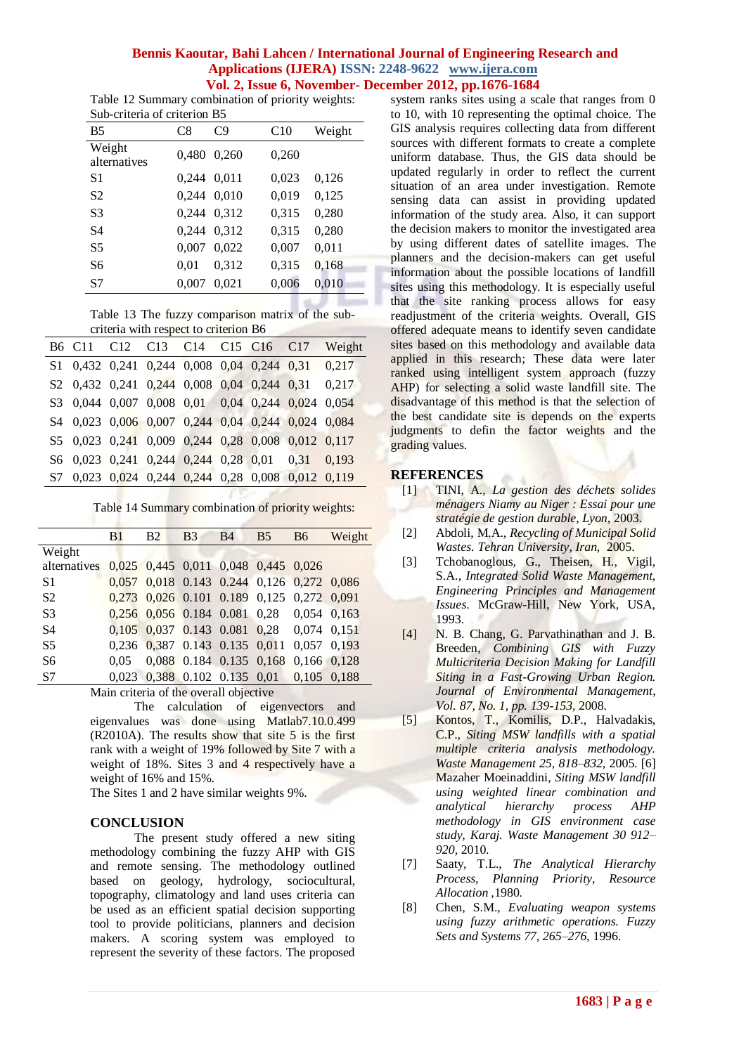Table 12 Summary combination of priority weights: Sub-criteria of criterion B5

| B5 | C8 | C9 | C10 | Weight |
|---|---|---|---|---|
| Weight alternatives | 0,480 | 0,260 | 0,260 | |
| S1 | 0,244 | 0,011 | 0,023 | 0,126 |
| S2 | 0,244 | 0,010 | 0,019 | 0,125 |
| S3 | 0,244 | 0,312 | 0,315 | 0,280 |
| S4 | 0,244 | 0,312 | 0,315 | 0,280 |
| S5 | 0,007 | 0,022 | 0,007 | 0,011 |
| S6 | 0,01 | 0,312 | 0,315 | 0,168 |
| S7 | 0,007 | 0,021 | 0,006 | 0,010 |

Table 13 The fuzzy comparison matrix of the sub-criteria with respect to criterion B6

| B6 | C11 | C12 | C13 | C14 | C15 | C16 | C17 | Weight |
|---|---|---|---|---|---|---|---|---|
| S1 | 0,432 | 0,241 | 0,244 | 0,008 | 0,04 | 0,244 | 0,31 | 0,217 |
| S2 | 0,432 | 0,241 | 0,244 | 0,008 | 0,04 | 0,244 | 0,31 | 0,217 |
| S3 | 0,044 | 0,007 | 0,008 | 0,01 | 0,04 | 0,244 | 0,024 | 0,054 |
| S4 | 0,023 | 0,006 | 0,007 | 0,244 | 0,04 | 0,244 | 0,024 | 0,084 |
| S5 | 0,023 | 0,241 | 0,009 | 0,244 | 0,28 | 0,008 | 0,012 | 0,117 |
| S6 | 0,023 | 0,241 | 0,244 | 0,244 | 0,28 | 0,01 | 0,31 | 0,193 |
| S7 | 0,023 | 0,024 | 0,244 | 0,244 | 0,28 | 0,008 | 0,012 | 0,119 |

Table 14 Summary combination of priority weights:

| | B1 | B2 | B3 | B4 | B5 | B6 | Weight |
|---|---|---|---|---|---|---|---|
| Weight alternatives | 0,025 | 0,445 | 0,011 | 0,048 | 0,445 | 0,026 | |
| S1 | 0,057 | 0,018 | 0.143 | 0.244 | 0,126 | 0,272 | 0,086 |
| S2 | 0,273 | 0,026 | 0.101 | 0.189 | 0,125 | 0,272 | 0,091 |
| S3 | 0,256 | 0,056 | 0.184 | 0.081 | 0,28 | 0,054 | 0,163 |
| S4 | 0,105 | 0,037 | 0.143 | 0.081 | 0,28 | 0,074 | 0,151 |
| S5 | 0,236 | 0,387 | 0.143 | 0.135 | 0,011 | 0,057 | 0,193 |
| S6 | 0,05 | 0,088 | 0.184 | 0.135 | 0,168 | 0,166 | 0,128 |
| S7 | 0,023 | 0,388 | 0.102 | 0.135 | 0,01 | 0,105 | 0,188 |

Main criteria of the overall objective

The calculation of eigenvectors and eigenvalues was done using Matlab7.10.0.499 (R2010A). The results show that site 5 is the first rank with a weight of 19% followed by Site 7 with a weight of 18%. Sites 3 and 4 respectively have a weight of 16% and 15%.

The Sites 1 and 2 have similar weights 9%.

## CONCLUSION

The present study offered a new siting methodology combining the fuzzy AHP with GIS and remote sensing. The methodology outlined based on geology, hydrology, sociocultural, topography, climatology and land uses criteria can be used as an efficient spatial decision supporting tool to provide politicians, planners and decision makers. A scoring system was employed to represent the severity of these factors. The proposed system ranks sites using a scale that ranges from 0 to 10, with 10 representing the optimal choice. The GIS analysis requires collecting data from different sources with different formats to create a complete uniform database. Thus, the GIS data should be updated regularly in order to reflect the current situation of an area under investigation. Remote sensing data can assist in providing updated information of the study area. Also, it can support the decision makers to monitor the investigated area by using different dates of satellite images. The planners and the decision-makers can get useful information about the possible locations of landfill sites using this methodology. It is especially useful that the site ranking process allows for easy readjustment of the criteria weights. Overall, GIS offered adequate means to identify seven candidate sites based on this methodology and available data applied in this research; These data were later ranked using intelligent system approach (fuzzy AHP) for selecting a solid waste landfill site. The disadvantage of this method is that the selection of the best candidate site is depends on the experts judgments to defin the factor weights and the grading values.

## REFERENCES

[1] TINI, A., *La gestion des déchets solides ménagers Niamy au Niger : Essai pour une stratégie de gestion durable, Lyon*, 2003.

[2] Abdoli, M.A., *Recycling of Municipal Solid Wastes. Tehran University, Iran,* 2005.

[3] Tchobanoglous, G., Theisen, H., Vigil, S.A., *Integrated Solid Waste Management, Engineering Principles and Management Issues.* McGraw-Hill, New York, USA, 1993.

[4] N. B. Chang, G. Parvathinathan and J. B. Breeden, *Combining GIS with Fuzzy Multicriteria Decision Making for Landfill Siting in a Fast-Growing Urban Region. Journal of Environmental Management, Vol. 87, No. 1, pp. 139-153,* 2008.

[5] Kontos, T., Komilis, D.P., Halvadakis, C.P., *Siting MSW landfills with a spatial multiple criteria analysis methodology. Waste Management 25, 818–832,* 2005. [6] Mazaher Moeinaddini, *Siting MSW landfill using weighted linear combination and analytical hierarchy process AHP methodology in GIS environment case study, Karaj. Waste Management 30 912–920*, 2010.

[7] Saaty, T.L., *The Analytical Hierarchy Process, Planning Priority, Resource Allocation* ,1980.

[8] Chen, S.M., *Evaluating weapon systems using fuzzy arithmetic operations. Fuzzy Sets and Systems 77, 265–276,* 1996.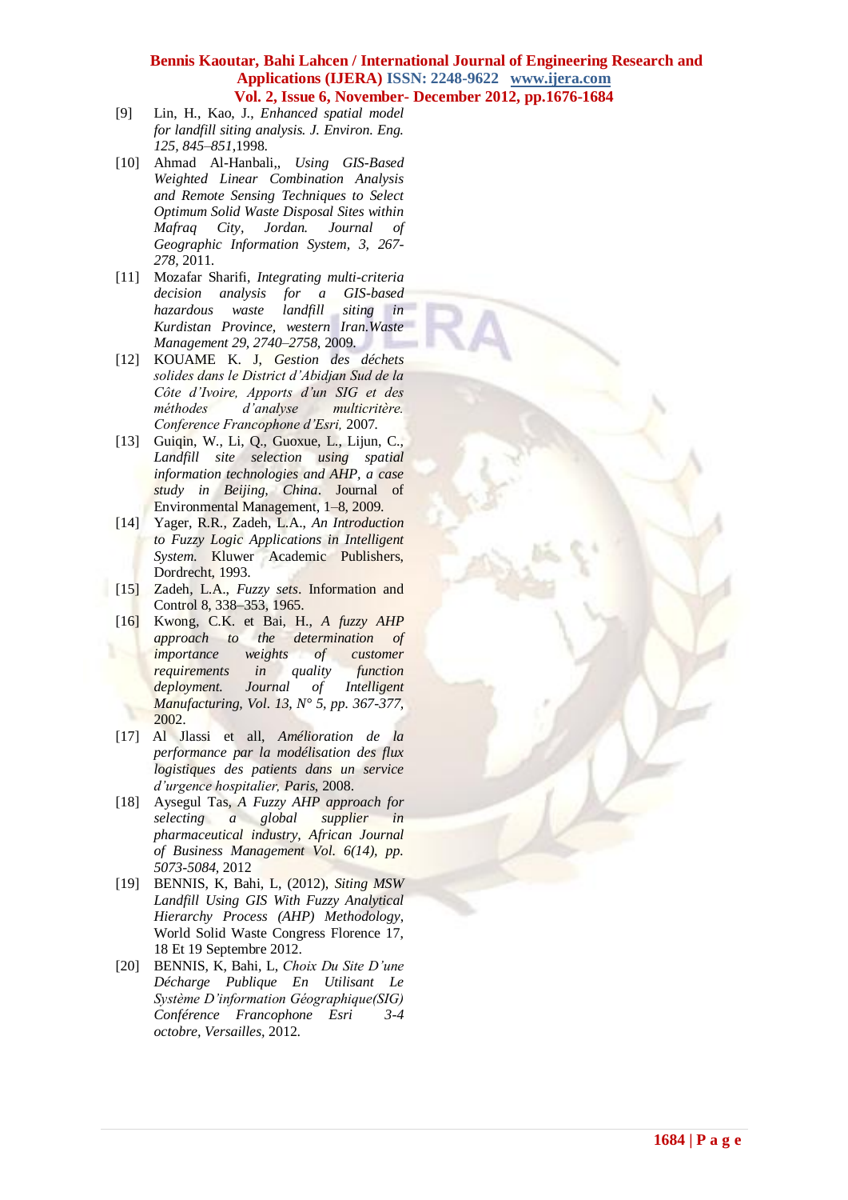[9] Lin, H., Kao, J., *Enhanced spatial model for landfill siting analysis. J. Environ. Eng. 125, 845–851*,1998.

[10] Ahmad Al-Hanbali,, *Using GIS-Based Weighted Linear Combination Analysis and Remote Sensing Techniques to Select Optimum Solid Waste Disposal Sites within Mafraq City, Jordan. Journal of Geographic Information System, 3, 267-278*, 2011.

[11] Mozafar Sharifi, *Integrating multi-criteria decision analysis for a GIS-based hazardous waste landfill siting in Kurdistan Province, western Iran.Waste Management 29, 2740–2758*, 2009.

[12] KOUAME K. J, *Gestion des déchets solides dans le District d'Abidjan Sud de la Côte d'Ivoire, Apports d'un SIG et des méthodes d'analyse multicritère. Conference Francophone d'Esri,* 2007.

[13] Guiqin, W., Li, Q., Guoxue, L., Lijun, C., *Landfill site selection using spatial information technologies and AHP, a case study in Beijing, China*. Journal of Environmental Management, 1–8, 2009.

[14] Yager, R.R., Zadeh, L.A., *An Introduction to Fuzzy Logic Applications in Intelligent System.* Kluwer Academic Publishers, Dordrecht, 1993.

[15] Zadeh, L.A., *Fuzzy sets*. Information and Control 8, 338–353, 1965.

[16] Kwong, C.K. et Bai, H., *A fuzzy AHP approach to the determination of importance weights of customer requirements in quality function deployment. Journal of Intelligent Manufacturing, Vol. 13, N° 5, pp. 367-377,* 2002.

[17] Al Jlassi et all, *Amélioration de la performance par la modélisation des flux logistiques des patients dans un service d'urgence hospitalier, Paris,* 2008.

[18] Aysegul Tas, *A Fuzzy AHP approach for selecting a global supplier in pharmaceutical industry, African Journal of Business Management Vol. 6(14), pp. 5073-5084,* 2012

[19] BENNIS, K, Bahi, L, (2012), *Siting MSW Landfill Using GIS With Fuzzy Analytical Hierarchy Process (AHP) Methodology*, World Solid Waste Congress Florence 17, 18 Et 19 Septembre 2012.

[20] BENNIS, K, Bahi, L, *Choix Du Site D'une Décharge Publique En Utilisant Le Système D'information Géographique(SIG) Conférence Francophone Esri 3-4 octobre, Versailles*, 2012.